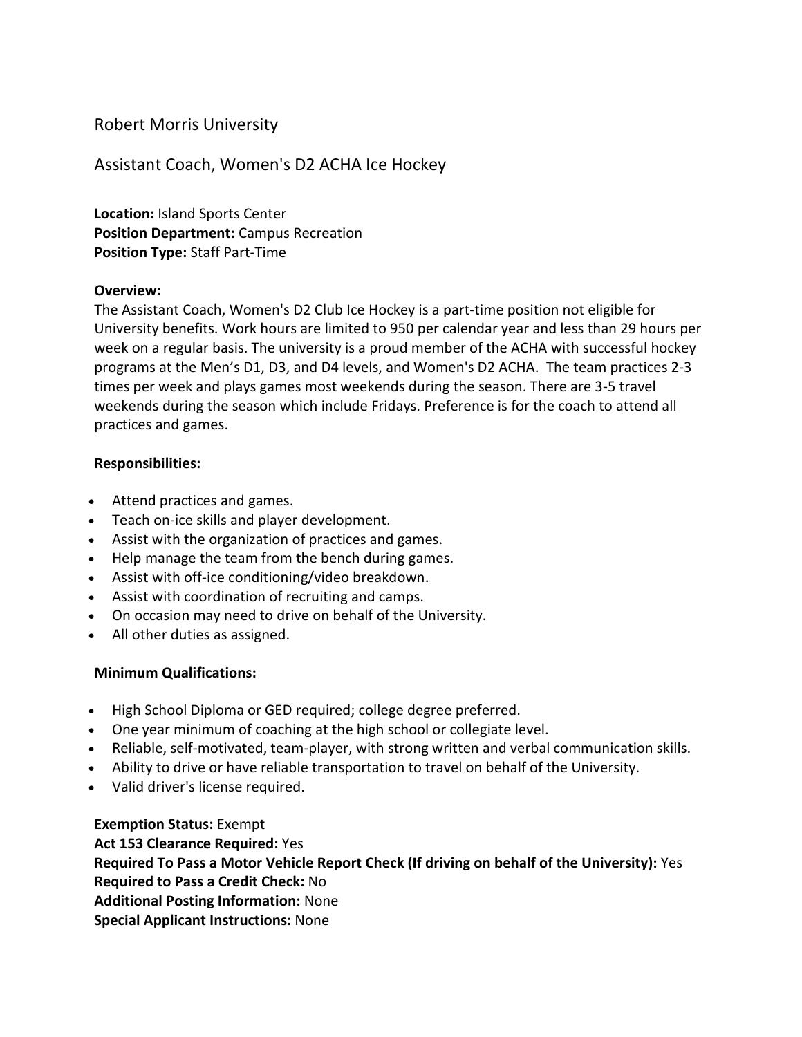# Robert Morris University

## Assistant Coach, Women's D2 ACHA Ice Hockey

**Location:** Island Sports Center
**Position Department:** Campus Recreation
**Position Type:** Staff Part-Time

**Overview:**
The Assistant Coach, Women's D2 Club Ice Hockey is a part-time position not eligible for University benefits. Work hours are limited to 950 per calendar year and less than 29 hours per week on a regular basis. The university is a proud member of the ACHA with successful hockey programs at the Men's D1, D3, and D4 levels, and Women's D2 ACHA. The team practices 2-3 times per week and plays games most weekends during the season. There are 3-5 travel weekends during the season which include Fridays. Preference is for the coach to attend all practices and games.

**Responsibilities:**

- Attend practices and games.
- Teach on-ice skills and player development.
- Assist with the organization of practices and games.
- Help manage the team from the bench during games.
- Assist with off-ice conditioning/video breakdown.
- Assist with coordination of recruiting and camps.
- On occasion may need to drive on behalf of the University.
- All other duties as assigned.

**Minimum Qualifications:**

- High School Diploma or GED required; college degree preferred.
- One year minimum of coaching at the high school or collegiate level.
- Reliable, self-motivated, team-player, with strong written and verbal communication skills.
- Ability to drive or have reliable transportation to travel on behalf of the University.
- Valid driver's license required.

**Exemption Status:** Exempt
**Act 153 Clearance Required:** Yes
**Required To Pass a Motor Vehicle Report Check (If driving on behalf of the University):** Yes
**Required to Pass a Credit Check:** No
**Additional Posting Information:** None
**Special Applicant Instructions:** None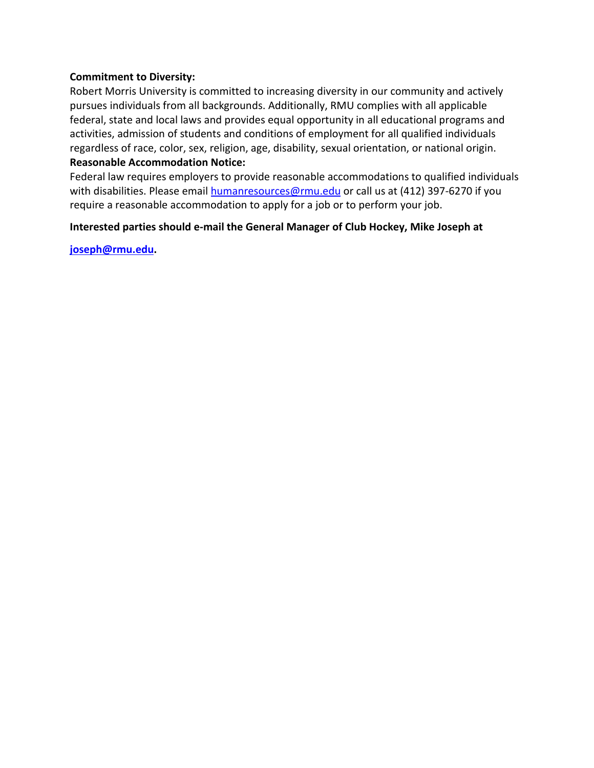**Commitment to Diversity:**
Robert Morris University is committed to increasing diversity in our community and actively pursues individuals from all backgrounds. Additionally, RMU complies with all applicable federal, state and local laws and provides equal opportunity in all educational programs and activities, admission of students and conditions of employment for all qualified individuals regardless of race, color, sex, religion, age, disability, sexual orientation, or national origin.

**Reasonable Accommodation Notice:**
Federal law requires employers to provide reasonable accommodations to qualified individuals with disabilities. Please email humanresources@rmu.edu or call us at (412) 397-6270 if you require a reasonable accommodation to apply for a job or to perform your job.

**Interested parties should e-mail the General Manager of Club Hockey, Mike Joseph at**

**joseph@rmu.edu.**